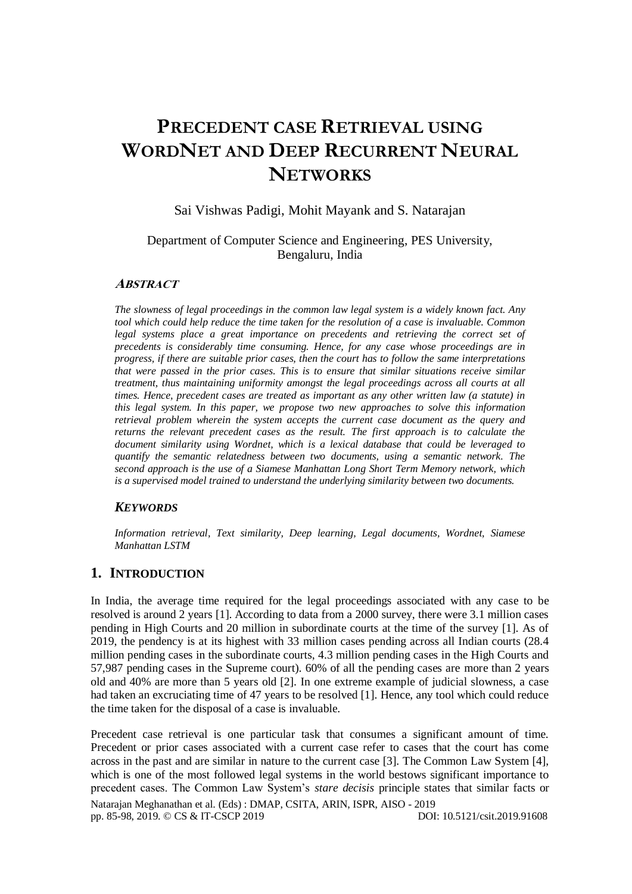# PRECEDENT CASE RETRIEVAL USING WORDNET AND DEEP RECURRENT NEURAL NETWORKS

Sai Vishwas Padigi, Mohit Mayank and S. Natarajan

Department of Computer Science and Engineering, PES University, Bengaluru, India

### ABSTRACT

*The slowness of legal proceedings in the common law legal system is a widely known fact. Any tool which could help reduce the time taken for the resolution of a case is invaluable. Common legal systems place a great importance on precedents and retrieving the correct set of precedents is considerably time consuming. Hence, for any case whose proceedings are in progress, if there are suitable prior cases, then the court has to follow the same interpretations that were passed in the prior cases. This is to ensure that similar situations receive similar treatment, thus maintaining uniformity amongst the legal proceedings across all courts at all times. Hence, precedent cases are treated as important as any other written law (a statute) in this legal system. In this paper, we propose two new approaches to solve this information retrieval problem wherein the system accepts the current case document as the query and returns the relevant precedent cases as the result. The first approach is to calculate the document similarity using Wordnet, which is a lexical database that could be leveraged to quantify the semantic relatedness between two documents, using a semantic network. The second approach is the use of a Siamese Manhattan Long Short Term Memory network, which is a supervised model trained to understand the underlying similarity between two documents.*

### KEYWORDS

*Information retrieval, Text similarity, Deep learning, Legal documents, Wordnet, Siamese Manhattan LSTM*

## 1. INTRODUCTION

In India, the average time required for the legal proceedings associated with any case to be resolved is around 2 years [1]. According to data from a 2000 survey, there were 3.1 million cases pending in High Courts and 20 million in subordinate courts at the time of the survey [1]. As of 2019, the pendency is at its highest with 33 million cases pending across all Indian courts (28.4 million pending cases in the subordinate courts, 4.3 million pending cases in the High Courts and 57,987 pending cases in the Supreme court). 60% of all the pending cases are more than 2 years old and 40% are more than 5 years old [2]. In one extreme example of judicial slowness, a case had taken an excruciating time of 47 years to be resolved [1]. Hence, any tool which could reduce the time taken for the disposal of a case is invaluable.

Precedent case retrieval is one particular task that consumes a significant amount of time. Precedent or prior cases associated with a current case refer to cases that the court has come across in the past and are similar in nature to the current case [3]. The Common Law System [4], which is one of the most followed legal systems in the world bestows significant importance to precedent cases. The Common Law System's *stare decisis* principle states that similar facts or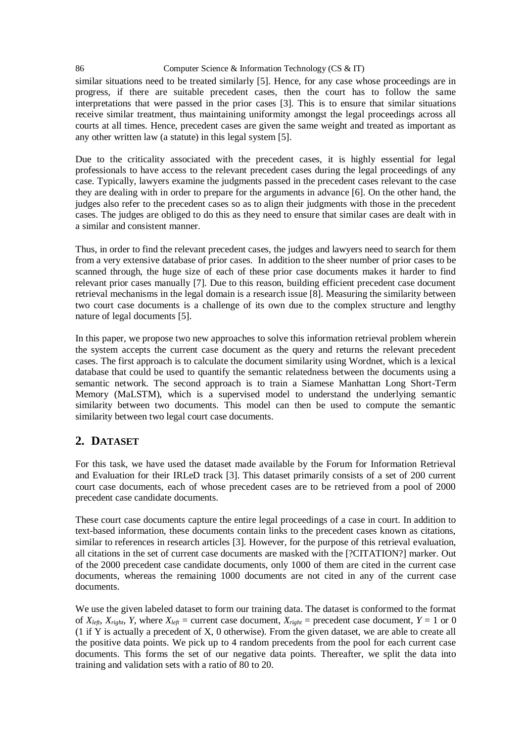similar situations need to be treated similarly [5]. Hence, for any case whose proceedings are in progress, if there are suitable precedent cases, then the court has to follow the same interpretations that were passed in the prior cases [3]. This is to ensure that similar situations receive similar treatment, thus maintaining uniformity amongst the legal proceedings across all courts at all times. Hence, precedent cases are given the same weight and treated as important as any other written law (a statute) in this legal system [5].

Due to the criticality associated with the precedent cases, it is highly essential for legal professionals to have access to the relevant precedent cases during the legal proceedings of any case. Typically, lawyers examine the judgments passed in the precedent cases relevant to the case they are dealing with in order to prepare for the arguments in advance [6]. On the other hand, the judges also refer to the precedent cases so as to align their judgments with those in the precedent cases. The judges are obliged to do this as they need to ensure that similar cases are dealt with in a similar and consistent manner.

Thus, in order to find the relevant precedent cases, the judges and lawyers need to search for them from a very extensive database of prior cases. In addition to the sheer number of prior cases to be scanned through, the huge size of each of these prior case documents makes it harder to find relevant prior cases manually [7]. Due to this reason, building efficient precedent case document retrieval mechanisms in the legal domain is a research issue [8]. Measuring the similarity between two court case documents is a challenge of its own due to the complex structure and lengthy nature of legal documents [5].

In this paper, we propose two new approaches to solve this information retrieval problem wherein the system accepts the current case document as the query and returns the relevant precedent cases. The first approach is to calculate the document similarity using Wordnet, which is a lexical database that could be used to quantify the semantic relatedness between the documents using a semantic network. The second approach is to train a Siamese Manhattan Long Short-Term Memory (MaLSTM), which is a supervised model to understand the underlying semantic similarity between two documents. This model can then be used to compute the semantic similarity between two legal court case documents.

## 2. DATASET

For this task, we have used the dataset made available by the Forum for Information Retrieval and Evaluation for their IRLeD track [3]. This dataset primarily consists of a set of 200 current court case documents, each of whose precedent cases are to be retrieved from a pool of 2000 precedent case candidate documents.

These court case documents capture the entire legal proceedings of a case in court. In addition to text-based information, these documents contain links to the precedent cases known as citations, similar to references in research articles [3]. However, for the purpose of this retrieval evaluation, all citations in the set of current case documents are masked with the [?CITATION?] marker. Out of the 2000 precedent case candidate documents, only 1000 of them are cited in the current case documents, whereas the remaining 1000 documents are not cited in any of the current case documents.

We use the given labeled dataset to form our training data. The dataset is conformed to the format of $X_{left}$, $X_{right}$, $Y$, where $X_{left}$ = current case document, $X_{right}$ = precedent case document, $Y$ = 1 or 0 (1 if Y is actually a precedent of X, 0 otherwise). From the given dataset, we are able to create all the positive data points. We pick up to 4 random precedents from the pool for each current case documents. This forms the set of our negative data points. Thereafter, we split the data into training and validation sets with a ratio of 80 to 20.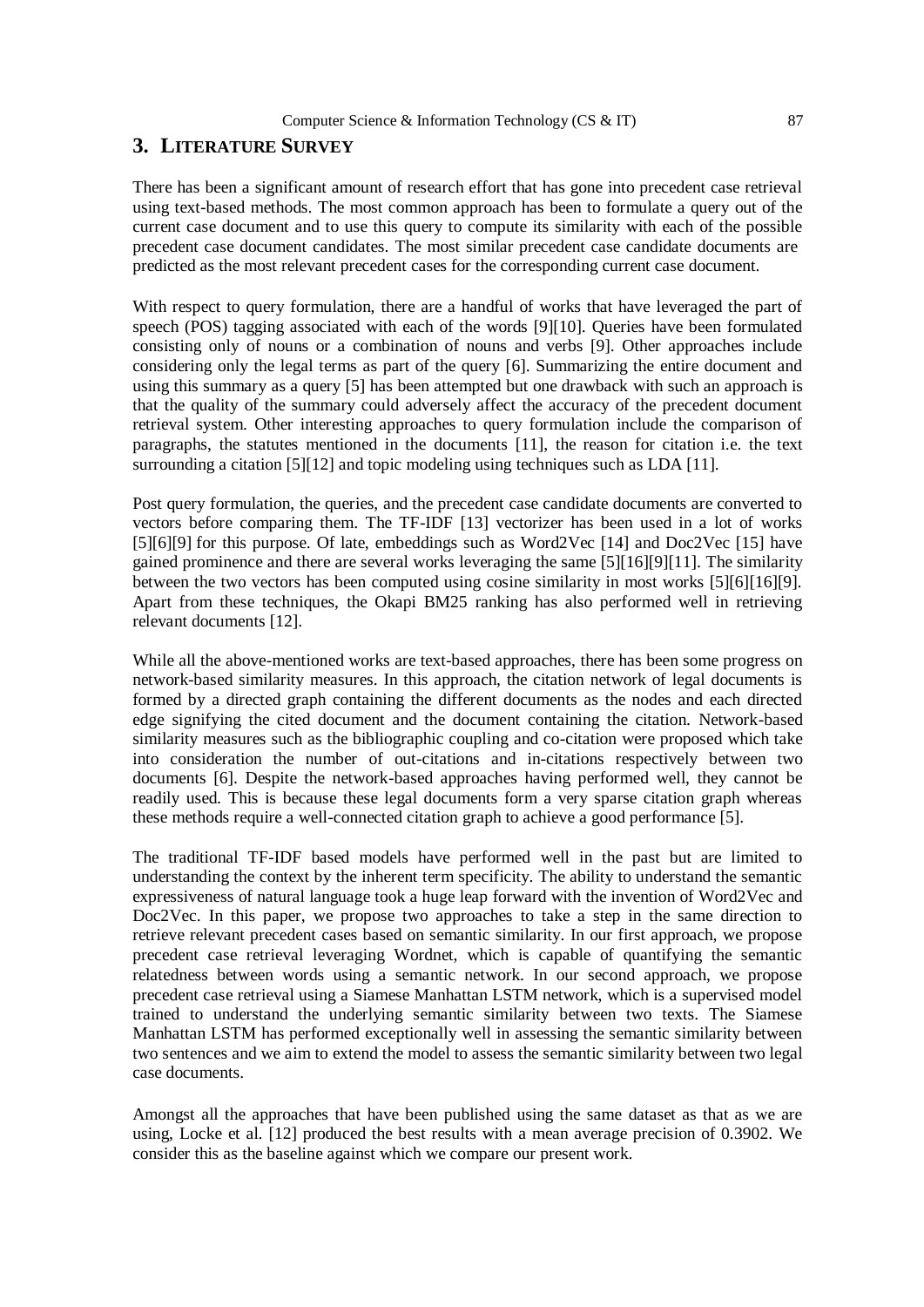## 3. LITERATURE SURVEY

There has been a significant amount of research effort that has gone into precedent case retrieval using text-based methods. The most common approach has been to formulate a query out of the current case document and to use this query to compute its similarity with each of the possible precedent case document candidates. The most similar precedent case candidate documents are predicted as the most relevant precedent cases for the corresponding current case document.

With respect to query formulation, there are a handful of works that have leveraged the part of speech (POS) tagging associated with each of the words [9][10]. Queries have been formulated consisting only of nouns or a combination of nouns and verbs [9]. Other approaches include considering only the legal terms as part of the query [6]. Summarizing the entire document and using this summary as a query [5] has been attempted but one drawback with such an approach is that the quality of the summary could adversely affect the accuracy of the precedent document retrieval system. Other interesting approaches to query formulation include the comparison of paragraphs, the statutes mentioned in the documents [11], the reason for citation i.e. the text surrounding a citation [5][12] and topic modeling using techniques such as LDA [11].

Post query formulation, the queries, and the precedent case candidate documents are converted to vectors before comparing them. The TF-IDF [13] vectorizer has been used in a lot of works [5][6][9] for this purpose. Of late, embeddings such as Word2Vec [14] and Doc2Vec [15] have gained prominence and there are several works leveraging the same [5][16][9][11]. The similarity between the two vectors has been computed using cosine similarity in most works [5][6][16][9]. Apart from these techniques, the Okapi BM25 ranking has also performed well in retrieving relevant documents [12].

While all the above-mentioned works are text-based approaches, there has been some progress on network-based similarity measures. In this approach, the citation network of legal documents is formed by a directed graph containing the different documents as the nodes and each directed edge signifying the cited document and the document containing the citation. Network-based similarity measures such as the bibliographic coupling and co-citation were proposed which take into consideration the number of out-citations and in-citations respectively between two documents [6]. Despite the network-based approaches having performed well, they cannot be readily used. This is because these legal documents form a very sparse citation graph whereas these methods require a well-connected citation graph to achieve a good performance [5].

The traditional TF-IDF based models have performed well in the past but are limited to understanding the context by the inherent term specificity. The ability to understand the semantic expressiveness of natural language took a huge leap forward with the invention of Word2Vec and Doc2Vec. In this paper, we propose two approaches to take a step in the same direction to retrieve relevant precedent cases based on semantic similarity. In our first approach, we propose precedent case retrieval leveraging Wordnet, which is capable of quantifying the semantic relatedness between words using a semantic network. In our second approach, we propose precedent case retrieval using a Siamese Manhattan LSTM network, which is a supervised model trained to understand the underlying semantic similarity between two texts. The Siamese Manhattan LSTM has performed exceptionally well in assessing the semantic similarity between two sentences and we aim to extend the model to assess the semantic similarity between two legal case documents.

Amongst all the approaches that have been published using the same dataset as that as we are using, Locke et al. [12] produced the best results with a mean average precision of 0.3902. We consider this as the baseline against which we compare our present work.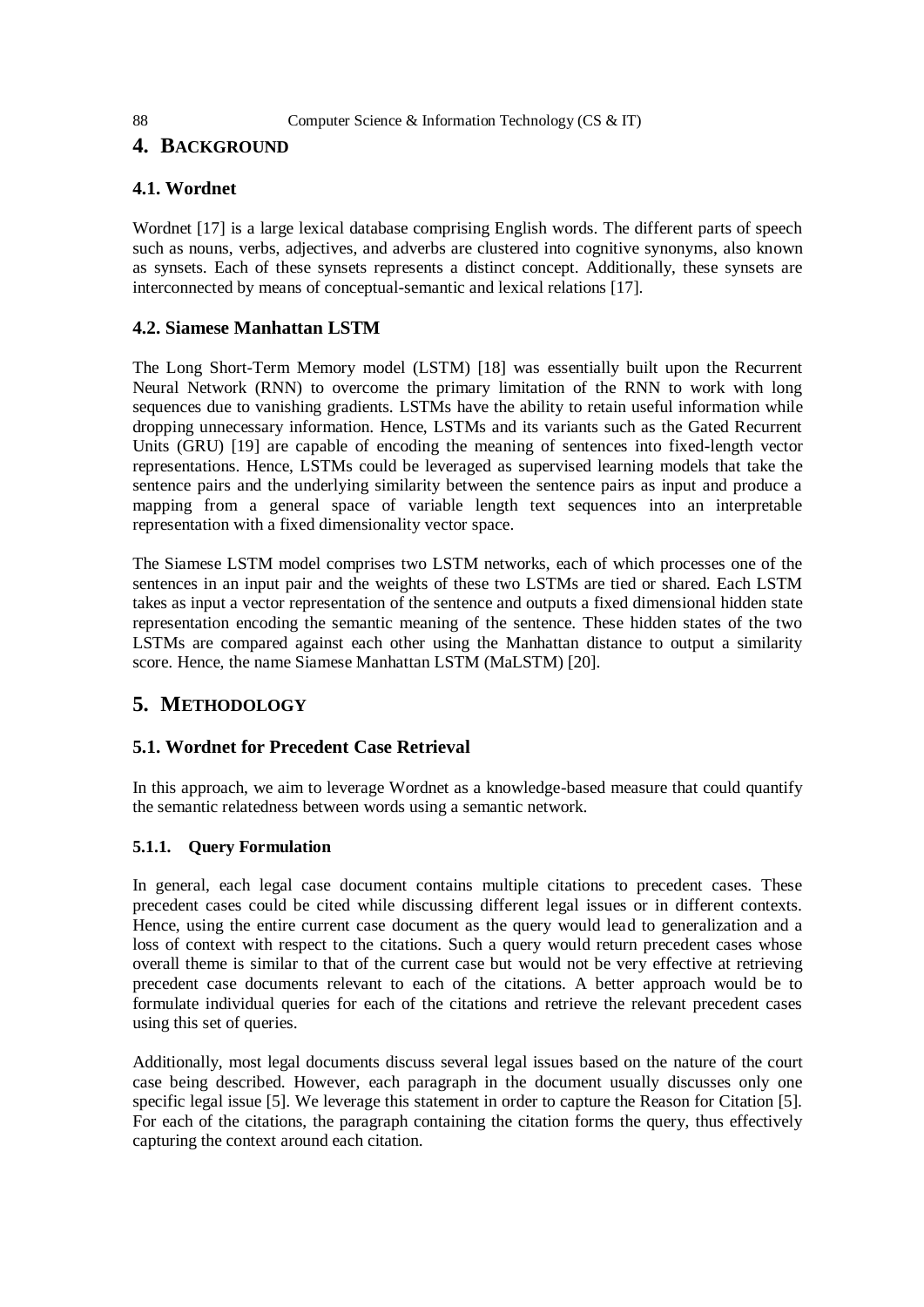## 4. BACKGROUND

### 4.1. Wordnet

Wordnet [17] is a large lexical database comprising English words. The different parts of speech such as nouns, verbs, adjectives, and adverbs are clustered into cognitive synonyms, also known as synsets. Each of these synsets represents a distinct concept. Additionally, these synsets are interconnected by means of conceptual-semantic and lexical relations [17].

### 4.2. Siamese Manhattan LSTM

The Long Short-Term Memory model (LSTM) [18] was essentially built upon the Recurrent Neural Network (RNN) to overcome the primary limitation of the RNN to work with long sequences due to vanishing gradients. LSTMs have the ability to retain useful information while dropping unnecessary information. Hence, LSTMs and its variants such as the Gated Recurrent Units (GRU) [19] are capable of encoding the meaning of sentences into fixed-length vector representations. Hence, LSTMs could be leveraged as supervised learning models that take the sentence pairs and the underlying similarity between the sentence pairs as input and produce a mapping from a general space of variable length text sequences into an interpretable representation with a fixed dimensionality vector space.

The Siamese LSTM model comprises two LSTM networks, each of which processes one of the sentences in an input pair and the weights of these two LSTMs are tied or shared. Each LSTM takes as input a vector representation of the sentence and outputs a fixed dimensional hidden state representation encoding the semantic meaning of the sentence. These hidden states of the two LSTMs are compared against each other using the Manhattan distance to output a similarity score. Hence, the name Siamese Manhattan LSTM (MaLSTM) [20].

## 5. METHODOLOGY

### 5.1. Wordnet for Precedent Case Retrieval

In this approach, we aim to leverage Wordnet as a knowledge-based measure that could quantify the semantic relatedness between words using a semantic network.

#### 5.1.1. Query Formulation

In general, each legal case document contains multiple citations to precedent cases. These precedent cases could be cited while discussing different legal issues or in different contexts. Hence, using the entire current case document as the query would lead to generalization and a loss of context with respect to the citations. Such a query would return precedent cases whose overall theme is similar to that of the current case but would not be very effective at retrieving precedent case documents relevant to each of the citations. A better approach would be to formulate individual queries for each of the citations and retrieve the relevant precedent cases using this set of queries.

Additionally, most legal documents discuss several legal issues based on the nature of the court case being described. However, each paragraph in the document usually discusses only one specific legal issue [5]. We leverage this statement in order to capture the Reason for Citation [5]. For each of the citations, the paragraph containing the citation forms the query, thus effectively capturing the context around each citation.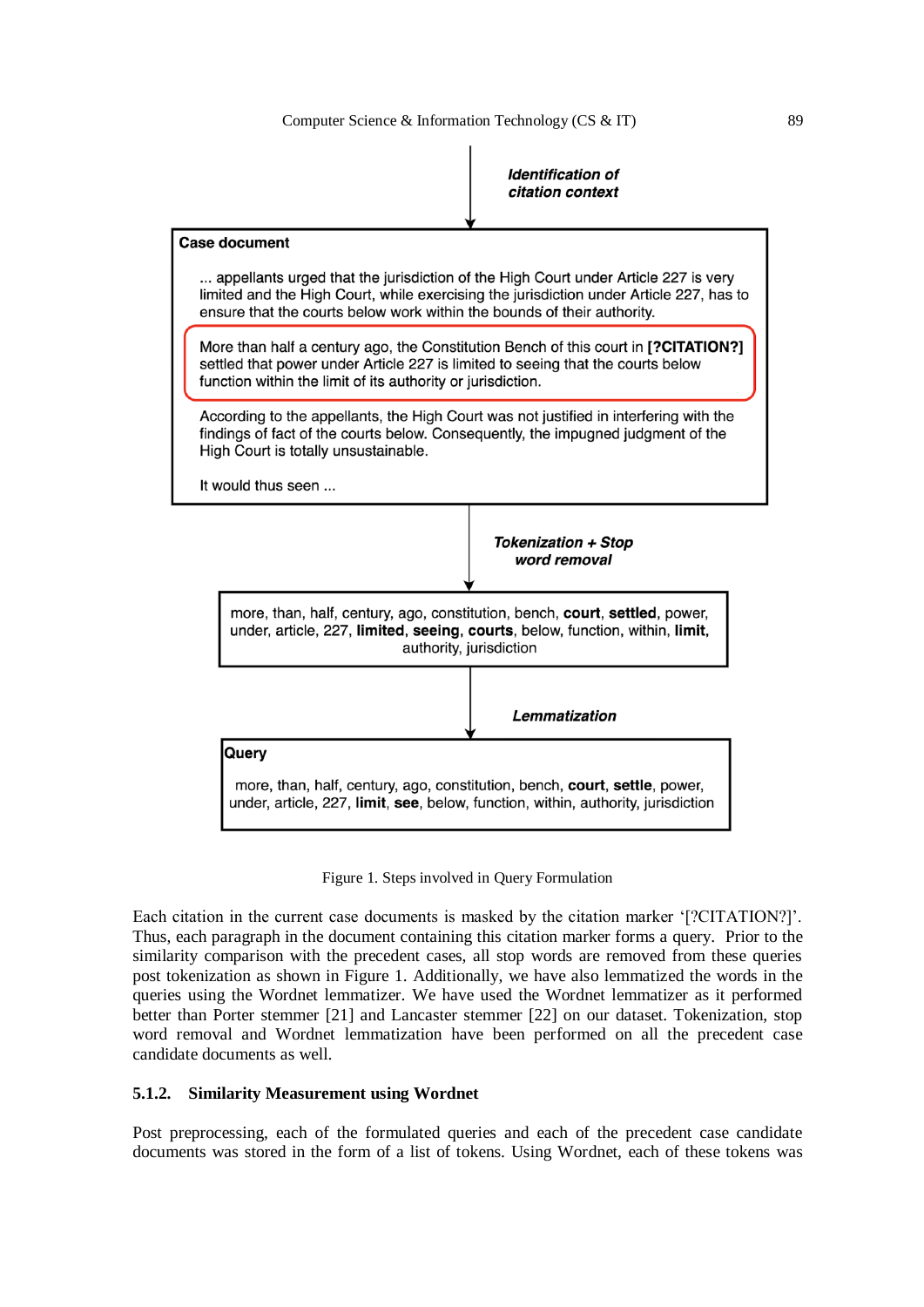*Identification of citation context*

**Case document**

... appellants urged that the jurisdiction of the High Court under Article 227 is very limited and the High Court, while exercising the jurisdiction under Article 227, has to ensure that the courts below work within the bounds of their authority.

More than half a century ago, the Constitution Bench of this court in **[?CITATION?]** settled that power under Article 227 is limited to seeing that the courts below function within the limit of its authority or jurisdiction.

According to the appellants, the High Court was not justified in interfering with the findings of fact of the courts below. Consequently, the impugned judgment of the High Court is totally unsustainable.

It would thus seen ...

*Tokenization + Stop word removal*

more, than, half, century, ago, constitution, bench, **court**, **settled**, power, under, article, 227, **limited**, **seeing**, **courts**, below, function, within, **limit**, authority, jurisdiction

*Lemmatization*

**Query**

more, than, half, century, ago, constitution, bench, **court**, **settle**, power, under, article, 227, **limit**, **see**, below, function, within, authority, jurisdiction

Figure 1. Steps involved in Query Formulation

Each citation in the current case documents is masked by the citation marker '[?CITATION?]'. Thus, each paragraph in the document containing this citation marker forms a query. Prior to the similarity comparison with the precedent cases, all stop words are removed from these queries post tokenization as shown in Figure 1. Additionally, we have also lemmatized the words in the queries using the Wordnet lemmatizer. We have used the Wordnet lemmatizer as it performed better than Porter stemmer [21] and Lancaster stemmer [22] on our dataset. Tokenization, stop word removal and Wordnet lemmatization have been performed on all the precedent case candidate documents as well.

#### 5.1.2. Similarity Measurement using Wordnet

Post preprocessing, each of the formulated queries and each of the precedent case candidate documents was stored in the form of a list of tokens. Using Wordnet, each of these tokens was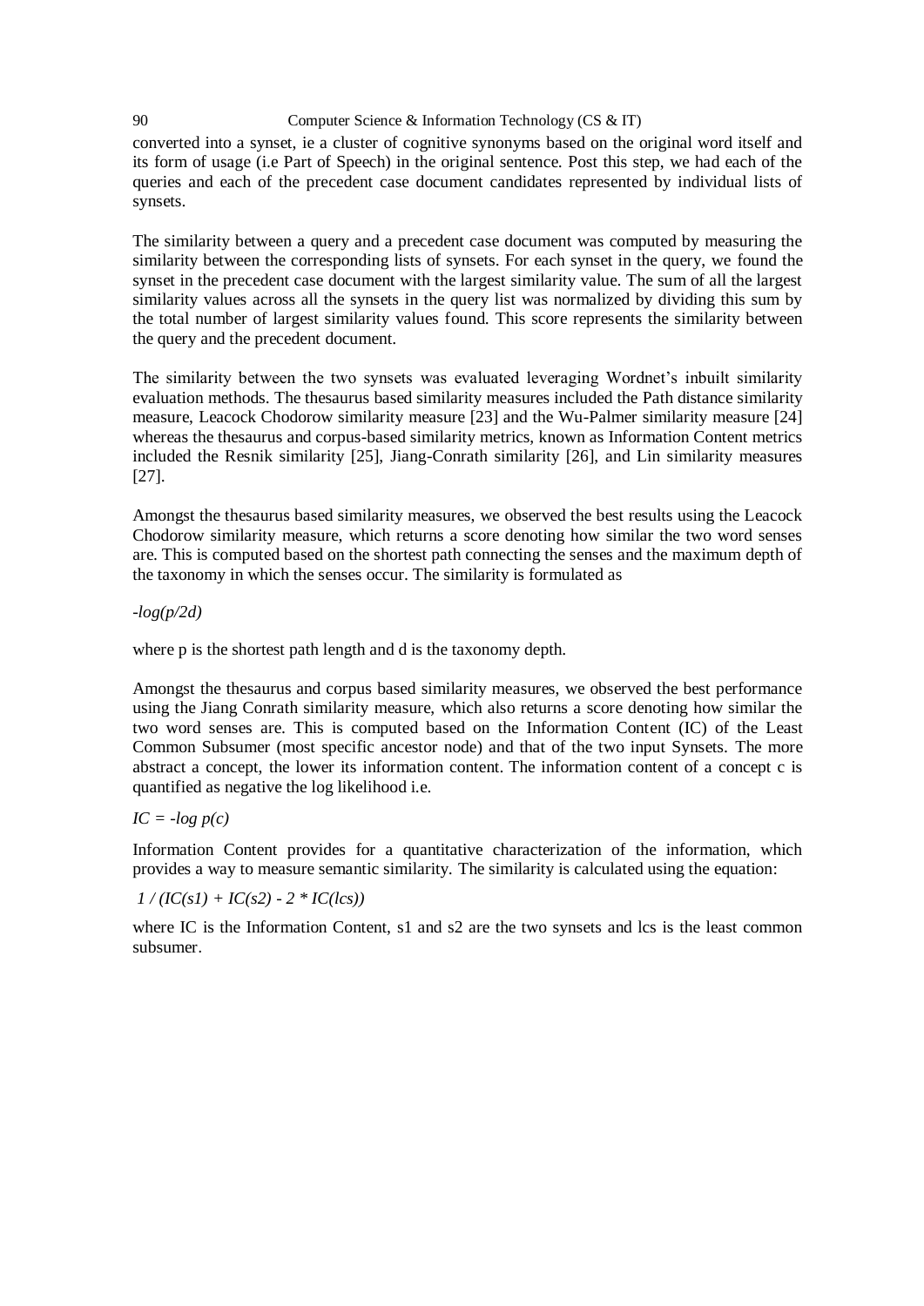converted into a synset, ie a cluster of cognitive synonyms based on the original word itself and its form of usage (i.e Part of Speech) in the original sentence. Post this step, we had each of the queries and each of the precedent case document candidates represented by individual lists of synsets.

The similarity between a query and a precedent case document was computed by measuring the similarity between the corresponding lists of synsets. For each synset in the query, we found the synset in the precedent case document with the largest similarity value. The sum of all the largest similarity values across all the synsets in the query list was normalized by dividing this sum by the total number of largest similarity values found. This score represents the similarity between the query and the precedent document.

The similarity between the two synsets was evaluated leveraging Wordnet's inbuilt similarity evaluation methods. The thesaurus based similarity measures included the Path distance similarity measure, Leacock Chodorow similarity measure [23] and the Wu-Palmer similarity measure [24] whereas the thesaurus and corpus-based similarity metrics, known as Information Content metrics included the Resnik similarity [25], Jiang-Conrath similarity [26], and Lin similarity measures [27].

Amongst the thesaurus based similarity measures, we observed the best results using the Leacock Chodorow similarity measure, which returns a score denoting how similar the two word senses are. This is computed based on the shortest path connecting the senses and the maximum depth of the taxonomy in which the senses occur. The similarity is formulated as

$$-\log(p/2d)$$

where p is the shortest path length and d is the taxonomy depth.

Amongst the thesaurus and corpus based similarity measures, we observed the best performance using the Jiang Conrath similarity measure, which also returns a score denoting how similar the two word senses are. This is computed based on the Information Content (IC) of the Least Common Subsumer (most specific ancestor node) and that of the two input Synsets. The more abstract a concept, the lower its information content. The information content of a concept c is quantified as negative the log likelihood i.e.

$$IC = -\log p(c)$$

Information Content provides for a quantitative characterization of the information, which provides a way to measure semantic similarity. The similarity is calculated using the equation:

$$1 / (IC(s1) + IC(s2) - 2 * IC(lcs))$$

where IC is the Information Content, s1 and s2 are the two synsets and lcs is the least common subsumer.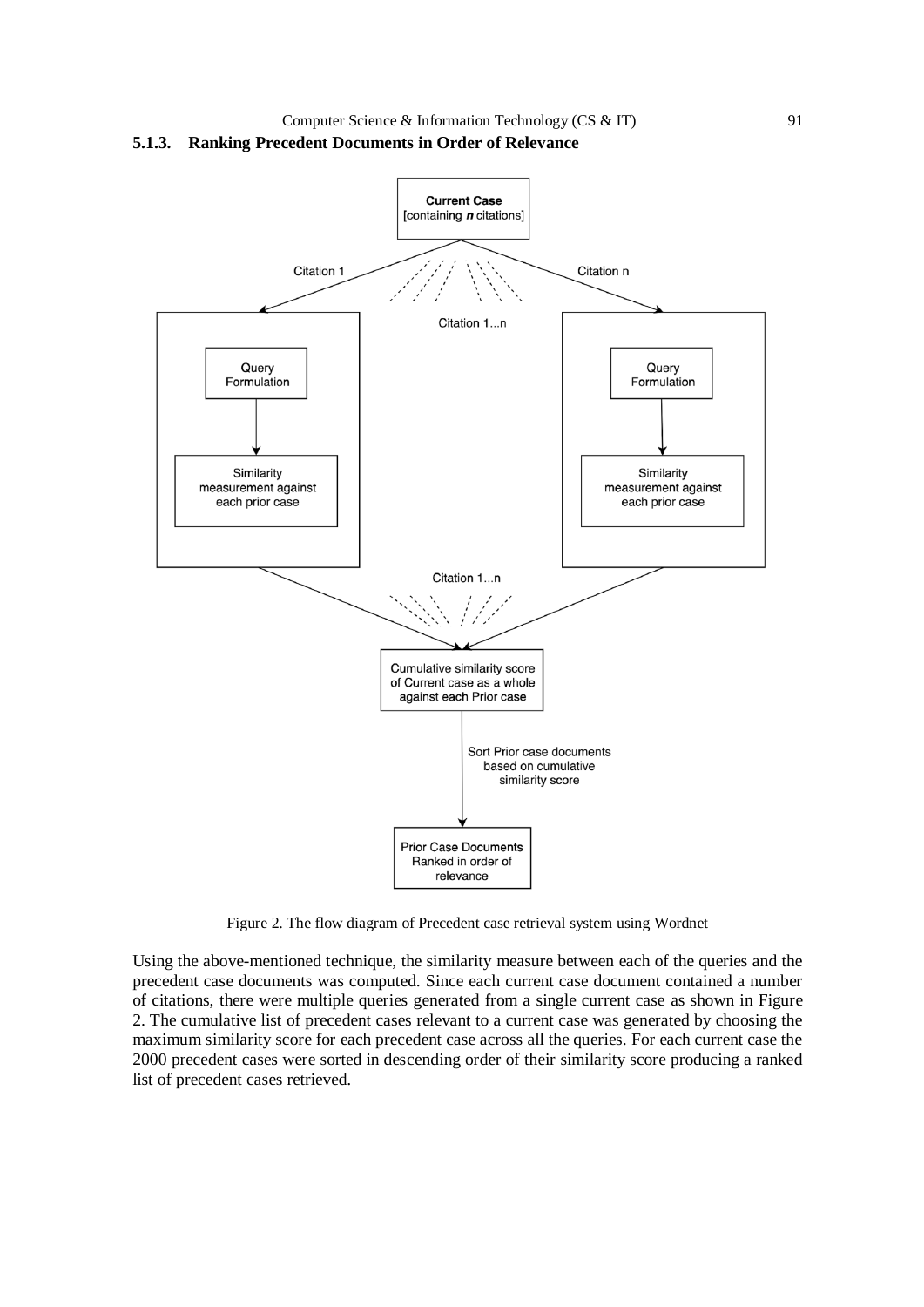### 5.1.3. Ranking Precedent Documents in Order of Relevance

Figure 2. The flow diagram of Precedent case retrieval system using Wordnet

Using the above-mentioned technique, the similarity measure between each of the queries and the precedent case documents was computed. Since each current case document contained a number of citations, there were multiple queries generated from a single current case as shown in Figure 2. The cumulative list of precedent cases relevant to a current case was generated by choosing the maximum similarity score for each precedent case across all the queries. For each current case the 2000 precedent cases were sorted in descending order of their similarity score producing a ranked list of precedent cases retrieved.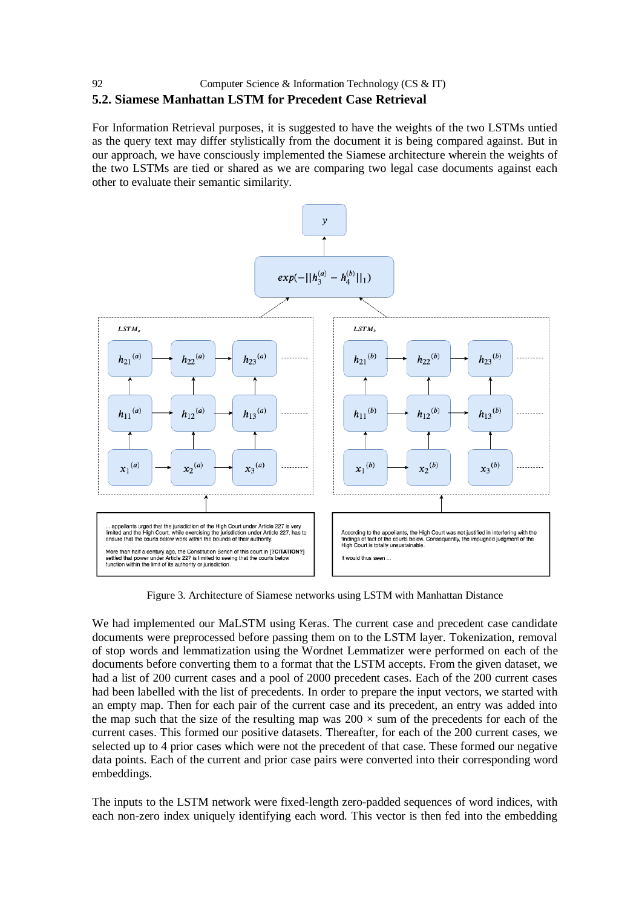### 5.2. Siamese Manhattan LSTM for Precedent Case Retrieval

For Information Retrieval purposes, it is suggested to have the weights of the two LSTMs untied as the query text may differ stylistically from the document it is being compared against. But in our approach, we have consciously implemented the Siamese architecture wherein the weights of the two LSTMs are tied or shared as we are comparing two legal case documents against each other to evaluate their semantic similarity.

Figure 3. Architecture of Siamese networks using LSTM with Manhattan Distance

We had implemented our MaLSTM using Keras. The current case and precedent case candidate documents were preprocessed before passing them on to the LSTM layer. Tokenization, removal of stop words and lemmatization using the Wordnet Lemmatizer were performed on each of the documents before converting them to a format that the LSTM accepts. From the given dataset, we had a list of 200 current cases and a pool of 2000 precedent cases. Each of the 200 current cases had been labelled with the list of precedents. In order to prepare the input vectors, we started with an empty map. Then for each pair of the current case and its precedent, an entry was added into the map such that the size of the resulting map was $200 \times$ sum of the precedents for each of the current cases. This formed our positive datasets. Thereafter, for each of the 200 current cases, we selected up to 4 prior cases which were not the precedent of that case. These formed our negative data points. Each of the current and prior case pairs were converted into their corresponding word embeddings.

The inputs to the LSTM network were fixed-length zero-padded sequences of word indices, with each non-zero index uniquely identifying each word. This vector is then fed into the embedding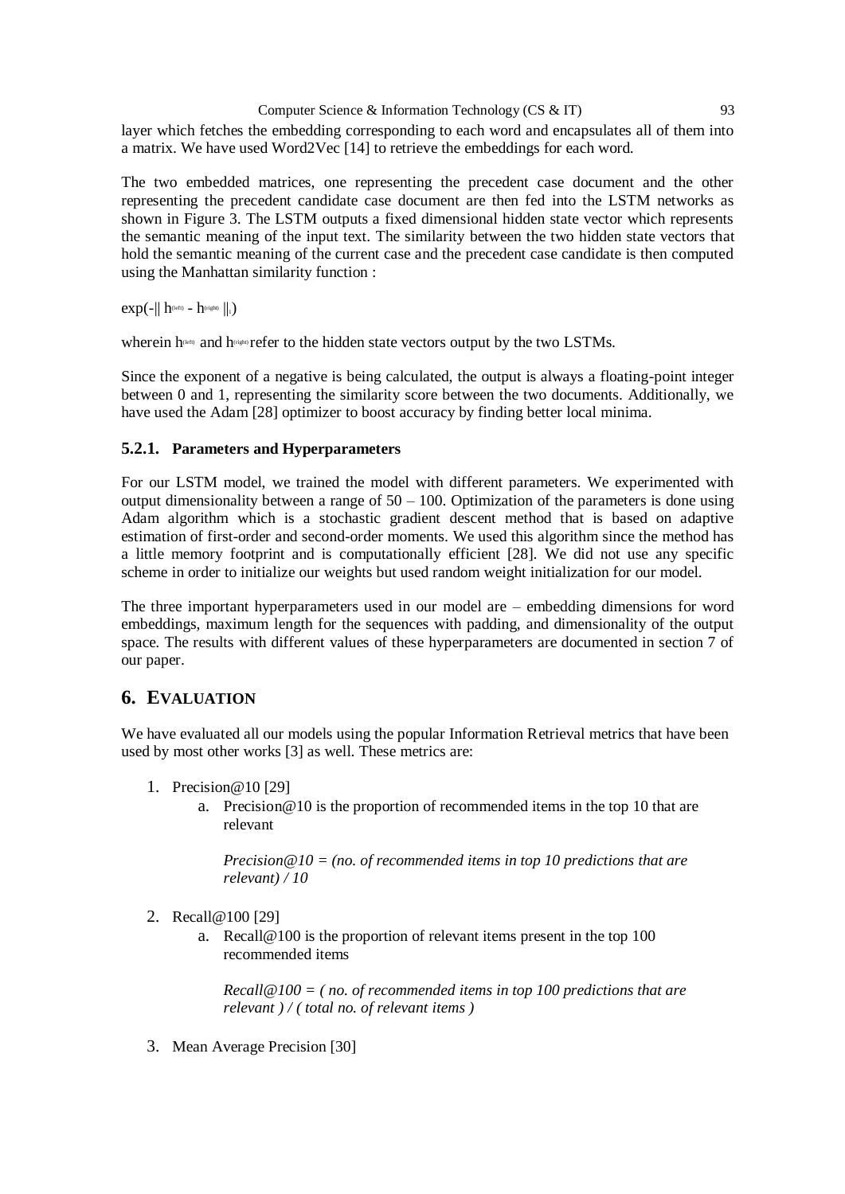layer which fetches the embedding corresponding to each word and encapsulates all of them into a matrix. We have used Word2Vec [14] to retrieve the embeddings for each word.

The two embedded matrices, one representing the precedent case document and the other representing the precedent candidate case document are then fed into the LSTM networks as shown in Figure 3. The LSTM outputs a fixed dimensional hidden state vector which represents the semantic meaning of the input text. The similarity between the two hidden state vectors that hold the semantic meaning of the current case and the precedent case candidate is then computed using the Manhattan similarity function :

$\exp(-\| h^{(left)} - h^{(right)} \|_1)$

wherein $h^{(left)}$ and $h^{(right)}$ refer to the hidden state vectors output by the two LSTMs.

Since the exponent of a negative is being calculated, the output is always a floating-point integer between 0 and 1, representing the similarity score between the two documents. Additionally, we have used the Adam [28] optimizer to boost accuracy by finding better local minima.

#### 5.2.1. Parameters and Hyperparameters

For our LSTM model, we trained the model with different parameters. We experimented with output dimensionality between a range of 50 – 100. Optimization of the parameters is done using Adam algorithm which is a stochastic gradient descent method that is based on adaptive estimation of first-order and second-order moments. We used this algorithm since the method has a little memory footprint and is computationally efficient [28]. We did not use any specific scheme in order to initialize our weights but used random weight initialization for our model.

The three important hyperparameters used in our model are – embedding dimensions for word embeddings, maximum length for the sequences with padding, and dimensionality of the output space. The results with different values of these hyperparameters are documented in section 7 of our paper.

## 6. Evaluation

We have evaluated all our models using the popular Information Retrieval metrics that have been used by most other works [3] as well. These metrics are:

1. Precision@10 [29]
   a. Precision@10 is the proportion of recommended items in the top 10 that are relevant

      *Precision@10 = (no. of recommended items in top 10 predictions that are relevant) / 10*

2. Recall@100 [29]
   a. Recall@100 is the proportion of relevant items present in the top 100 recommended items

      *Recall@100 = ( no. of recommended items in top 100 predictions that are relevant ) / ( total no. of relevant items )*

3. Mean Average Precision [30]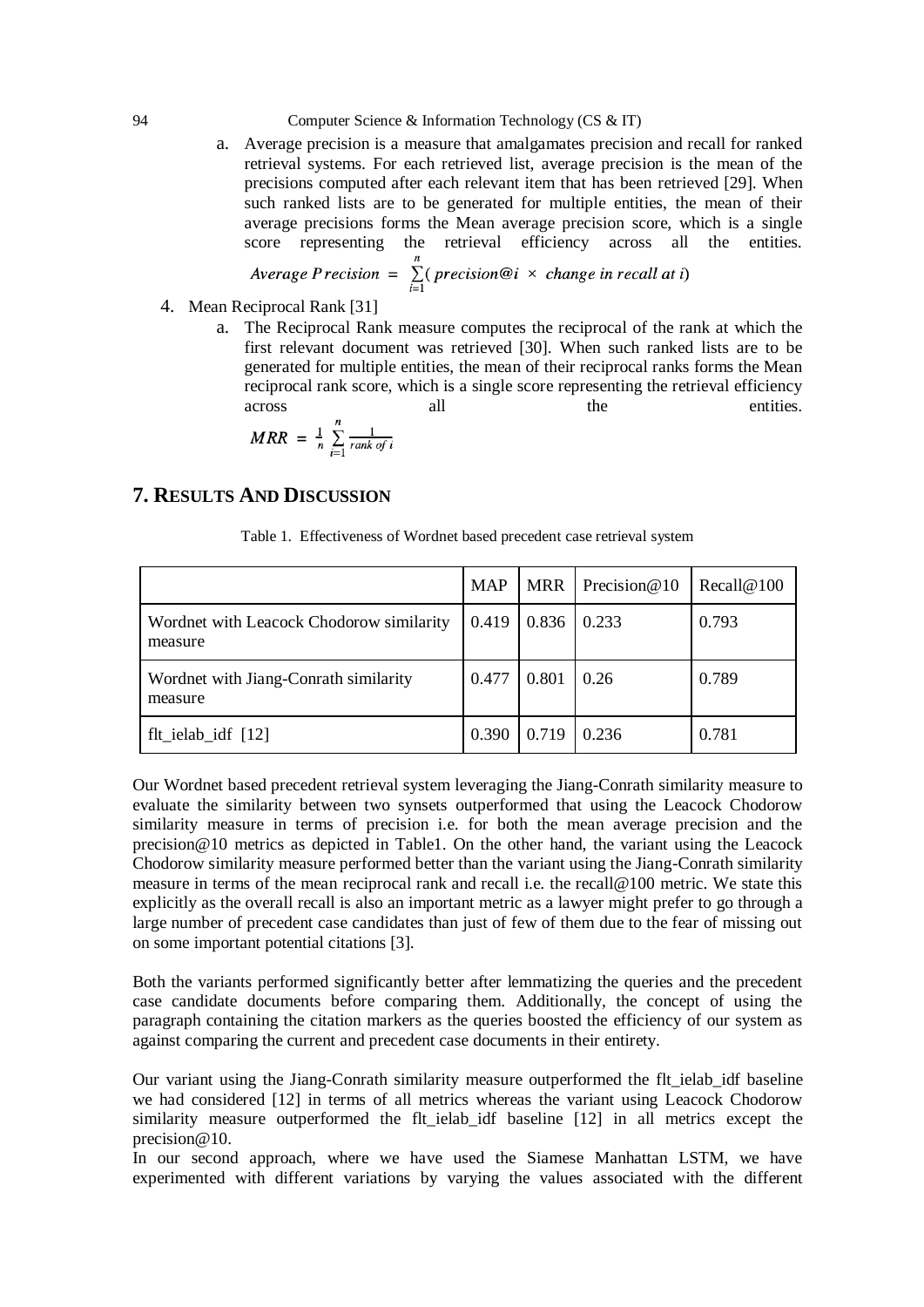a. Average precision is a measure that amalgamates precision and recall for ranked retrieval systems. For each retrieved list, average precision is the mean of the precisions computed after each relevant item that has been retrieved [29]. When such ranked lists are to be generated for multiple entities, the mean of their average precisions forms the Mean average precision score, which is a single score representing the retrieval efficiency across all the entities.

$$Average\ Precision\ =\ \sum_{i=1}^{n}(\ precision@i\ \times\ change\ in\ recall\ at\ i)$$

4. Mean Reciprocal Rank [31]
   a. The Reciprocal Rank measure computes the reciprocal of the rank at which the first relevant document was retrieved [30]. When such ranked lists are to be generated for multiple entities, the mean of their reciprocal ranks forms the Mean reciprocal rank score, which is a single score representing the retrieval efficiency across all the entities.

$$MRR\ =\ \frac{1}{n}\sum_{i=1}^{n}\frac{1}{rank\ of\ i}$$

## 7. Results And Discussion

Table 1. Effectiveness of Wordnet based precedent case retrieval system

| | MAP | MRR | Precision@10 | Recall@100 |
|---|---|---|---|---|
| Wordnet with Leacock Chodorow similarity measure | 0.419 | 0.836 | 0.233 | 0.793 |
| Wordnet with Jiang-Conrath similarity measure | 0.477 | 0.801 | 0.26 | 0.789 |
| flt_ielab_idf [12] | 0.390 | 0.719 | 0.236 | 0.781 |

Our Wordnet based precedent retrieval system leveraging the Jiang-Conrath similarity measure to evaluate the similarity between two synsets outperformed that using the Leacock Chodorow similarity measure in terms of precision i.e. for both the mean average precision and the precision@10 metrics as depicted in Table1. On the other hand, the variant using the Leacock Chodorow similarity measure performed better than the variant using the Jiang-Conrath similarity measure in terms of the mean reciprocal rank and recall i.e. the recall@100 metric. We state this explicitly as the overall recall is also an important metric as a lawyer might prefer to go through a large number of precedent case candidates than just of few of them due to the fear of missing out on some important potential citations [3].

Both the variants performed significantly better after lemmatizing the queries and the precedent case candidate documents before comparing them. Additionally, the concept of using the paragraph containing the citation markers as the queries boosted the efficiency of our system as against comparing the current and precedent case documents in their entirety.

Our variant using the Jiang-Conrath similarity measure outperformed the flt_ielab_idf baseline we had considered [12] in terms of all metrics whereas the variant using Leacock Chodorow similarity measure outperformed the flt_ielab_idf baseline [12] in all metrics except the precision@10.

In our second approach, where we have used the Siamese Manhattan LSTM, we have experimented with different variations by varying the values associated with the different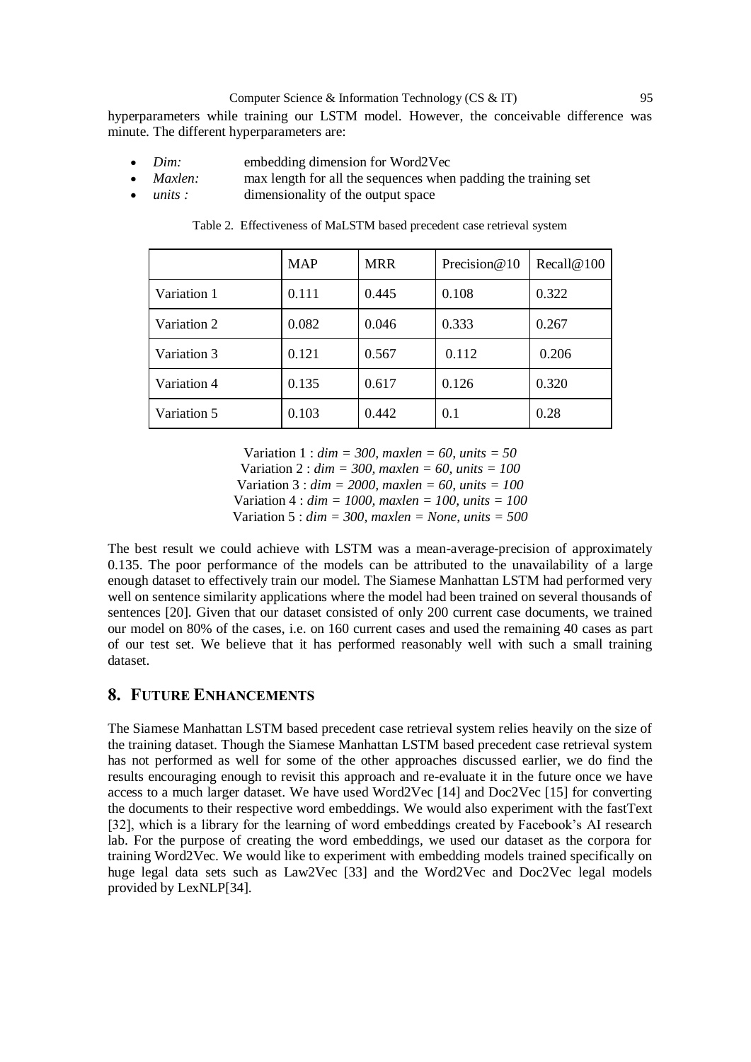hyperparameters while training our LSTM model. However, the conceivable difference was minute. The different hyperparameters are:

- *Dim:* embedding dimension for Word2Vec
- *Maxlen:* max length for all the sequences when padding the training set
- *units :* dimensionality of the output space

Table 2. Effectiveness of MaLSTM based precedent case retrieval system

| | MAP | MRR | Precision@10 | Recall@100 |
|---|---|---|---|---|
| Variation 1 | 0.111 | 0.445 | 0.108 | 0.322 |
| Variation 2 | 0.082 | 0.046 | 0.333 | 0.267 |
| Variation 3 | 0.121 | 0.567 | 0.112 | 0.206 |
| Variation 4 | 0.135 | 0.617 | 0.126 | 0.320 |
| Variation 5 | 0.103 | 0.442 | 0.1 | 0.28 |

Variation 1 : *dim = 300, maxlen = 60, units = 50*
Variation 2 : *dim = 300, maxlen = 60, units = 100*
Variation 3 : *dim = 2000, maxlen = 60, units = 100*
Variation 4 : *dim = 1000, maxlen = 100, units = 100*
Variation 5 : *dim = 300, maxlen = None, units = 500*

The best result we could achieve with LSTM was a mean-average-precision of approximately 0.135. The poor performance of the models can be attributed to the unavailability of a large enough dataset to effectively train our model. The Siamese Manhattan LSTM had performed very well on sentence similarity applications where the model had been trained on several thousands of sentences [20]. Given that our dataset consisted of only 200 current case documents, we trained our model on 80% of the cases, i.e. on 160 current cases and used the remaining 40 cases as part of our test set. We believe that it has performed reasonably well with such a small training dataset.

## 8. Future Enhancements

The Siamese Manhattan LSTM based precedent case retrieval system relies heavily on the size of the training dataset. Though the Siamese Manhattan LSTM based precedent case retrieval system has not performed as well for some of the other approaches discussed earlier, we do find the results encouraging enough to revisit this approach and re-evaluate it in the future once we have access to a much larger dataset. We have used Word2Vec [14] and Doc2Vec [15] for converting the documents to their respective word embeddings. We would also experiment with the fastText [32], which is a library for the learning of word embeddings created by Facebook's AI research lab. For the purpose of creating the word embeddings, we used our dataset as the corpora for training Word2Vec. We would like to experiment with embedding models trained specifically on huge legal data sets such as Law2Vec [33] and the Word2Vec and Doc2Vec legal models provided by LexNLP[34].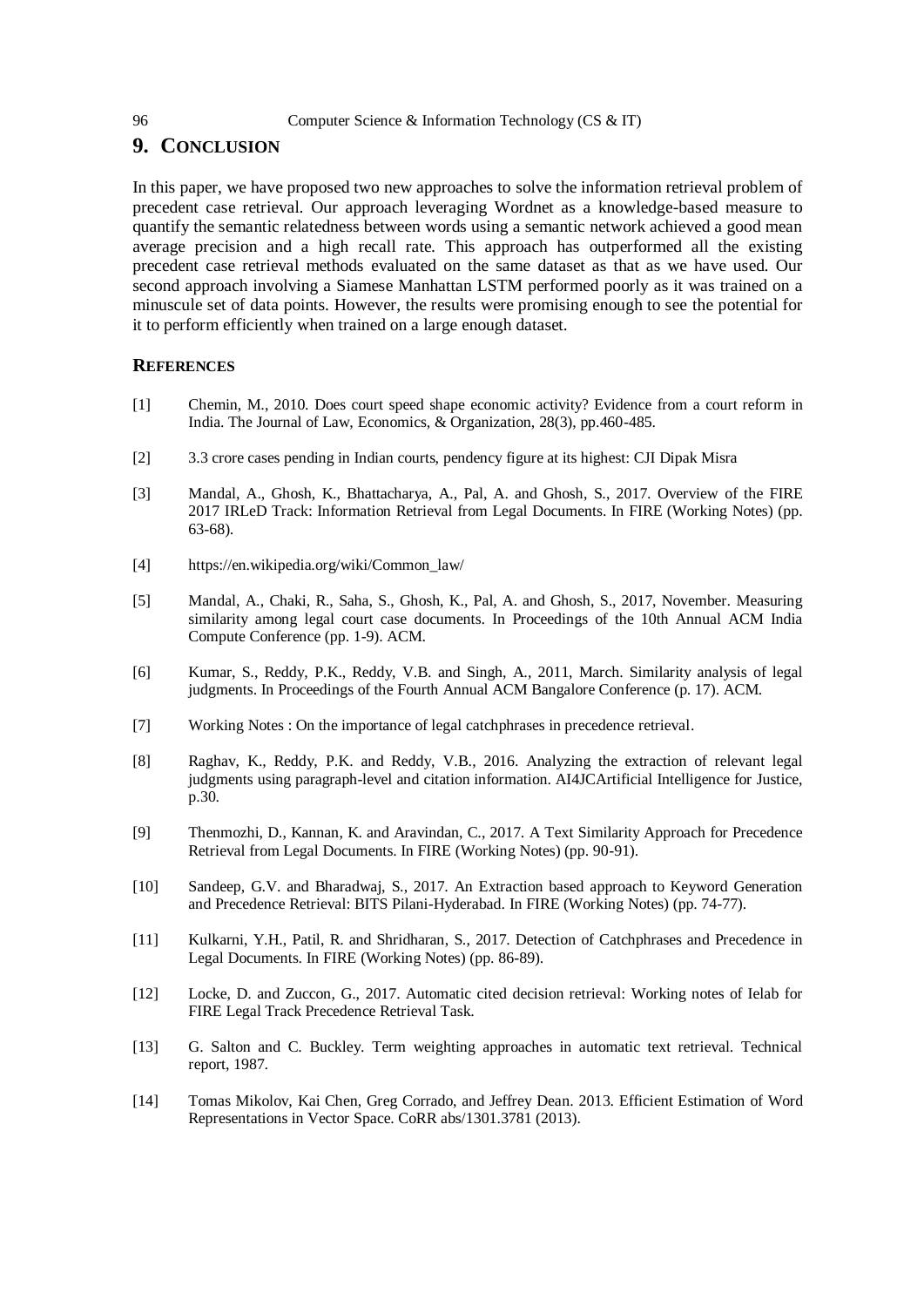## 9. CONCLUSION

In this paper, we have proposed two new approaches to solve the information retrieval problem of precedent case retrieval. Our approach leveraging Wordnet as a knowledge-based measure to quantify the semantic relatedness between words using a semantic network achieved a good mean average precision and a high recall rate. This approach has outperformed all the existing precedent case retrieval methods evaluated on the same dataset as that as we have used. Our second approach involving a Siamese Manhattan LSTM performed poorly as it was trained on a minuscule set of data points. However, the results were promising enough to see the potential for it to perform efficiently when trained on a large enough dataset.

## REFERENCES

[1] Chemin, M., 2010. Does court speed shape economic activity? Evidence from a court reform in India. The Journal of Law, Economics, & Organization, 28(3), pp.460-485.

[2] 3.3 crore cases pending in Indian courts, pendency figure at its highest: CJI Dipak Misra

[3] Mandal, A., Ghosh, K., Bhattacharya, A., Pal, A. and Ghosh, S., 2017. Overview of the FIRE 2017 IRLeD Track: Information Retrieval from Legal Documents. In FIRE (Working Notes) (pp. 63-68).

[4] https://en.wikipedia.org/wiki/Common_law/

[5] Mandal, A., Chaki, R., Saha, S., Ghosh, K., Pal, A. and Ghosh, S., 2017, November. Measuring similarity among legal court case documents. In Proceedings of the 10th Annual ACM India Compute Conference (pp. 1-9). ACM.

[6] Kumar, S., Reddy, P.K., Reddy, V.B. and Singh, A., 2011, March. Similarity analysis of legal judgments. In Proceedings of the Fourth Annual ACM Bangalore Conference (p. 17). ACM.

[7] Working Notes : On the importance of legal catchphrases in precedence retrieval.

[8] Raghav, K., Reddy, P.K. and Reddy, V.B., 2016. Analyzing the extraction of relevant legal judgments using paragraph-level and citation information. AI4JCArtificial Intelligence for Justice, p.30.

[9] Thenmozhi, D., Kannan, K. and Aravindan, C., 2017. A Text Similarity Approach for Precedence Retrieval from Legal Documents. In FIRE (Working Notes) (pp. 90-91).

[10] Sandeep, G.V. and Bharadwaj, S., 2017. An Extraction based approach to Keyword Generation and Precedence Retrieval: BITS Pilani-Hyderabad. In FIRE (Working Notes) (pp. 74-77).

[11] Kulkarni, Y.H., Patil, R. and Shridharan, S., 2017. Detection of Catchphrases and Precedence in Legal Documents. In FIRE (Working Notes) (pp. 86-89).

[12] Locke, D. and Zuccon, G., 2017. Automatic cited decision retrieval: Working notes of Ielab for FIRE Legal Track Precedence Retrieval Task.

[13] G. Salton and C. Buckley. Term weighting approaches in automatic text retrieval. Technical report, 1987.

[14] Tomas Mikolov, Kai Chen, Greg Corrado, and Jeffrey Dean. 2013. Efficient Estimation of Word Representations in Vector Space. CoRR abs/1301.3781 (2013).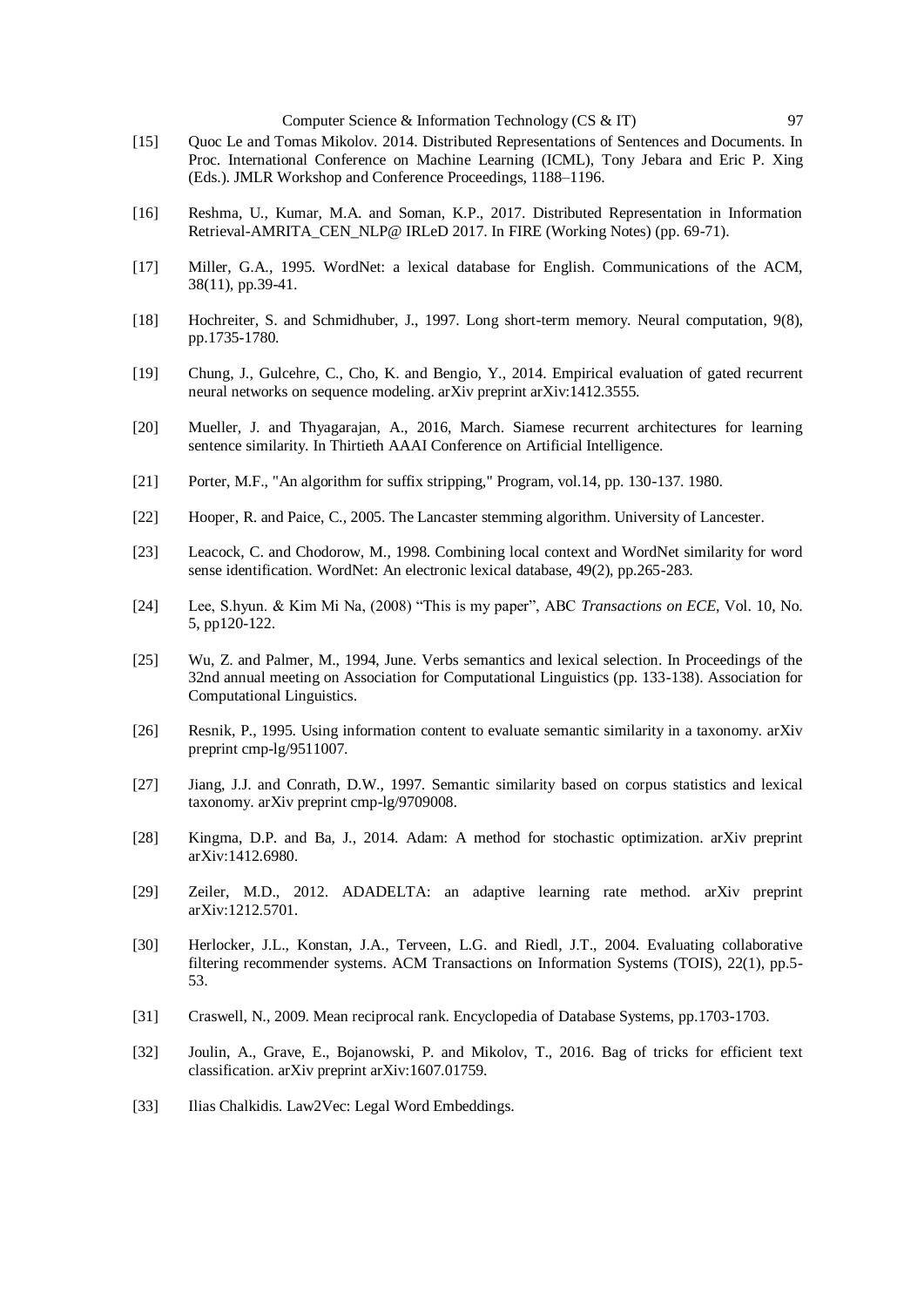[15] Quoc Le and Tomas Mikolov. 2014. Distributed Representations of Sentences and Documents. In Proc. International Conference on Machine Learning (ICML), Tony Jebara and Eric P. Xing (Eds.). JMLR Workshop and Conference Proceedings, 1188–1196.

[16] Reshma, U., Kumar, M.A. and Soman, K.P., 2017. Distributed Representation in Information Retrieval-AMRITA_CEN_NLP@ IRLeD 2017. In FIRE (Working Notes) (pp. 69-71).

[17] Miller, G.A., 1995. WordNet: a lexical database for English. Communications of the ACM, 38(11), pp.39-41.

[18] Hochreiter, S. and Schmidhuber, J., 1997. Long short-term memory. Neural computation, 9(8), pp.1735-1780.

[19] Chung, J., Gulcehre, C., Cho, K. and Bengio, Y., 2014. Empirical evaluation of gated recurrent neural networks on sequence modeling. arXiv preprint arXiv:1412.3555.

[20] Mueller, J. and Thyagarajan, A., 2016, March. Siamese recurrent architectures for learning sentence similarity. In Thirtieth AAAI Conference on Artificial Intelligence.

[21] Porter, M.F., "An algorithm for suffix stripping," Program, vol.14, pp. 130-137. 1980.

[22] Hooper, R. and Paice, C., 2005. The Lancaster stemming algorithm. University of Lancester.

[23] Leacock, C. and Chodorow, M., 1998. Combining local context and WordNet similarity for word sense identification. WordNet: An electronic lexical database, 49(2), pp.265-283.

[24] Lee, S.hyun. & Kim Mi Na, (2008) "This is my paper", ABC *Transactions on ECE*, Vol. 10, No. 5, pp120-122.

[25] Wu, Z. and Palmer, M., 1994, June. Verbs semantics and lexical selection. In Proceedings of the 32nd annual meeting on Association for Computational Linguistics (pp. 133-138). Association for Computational Linguistics.

[26] Resnik, P., 1995. Using information content to evaluate semantic similarity in a taxonomy. arXiv preprint cmp-lg/9511007.

[27] Jiang, J.J. and Conrath, D.W., 1997. Semantic similarity based on corpus statistics and lexical taxonomy. arXiv preprint cmp-lg/9709008.

[28] Kingma, D.P. and Ba, J., 2014. Adam: A method for stochastic optimization. arXiv preprint arXiv:1412.6980.

[29] Zeiler, M.D., 2012. ADADELTA: an adaptive learning rate method. arXiv preprint arXiv:1212.5701.

[30] Herlocker, J.L., Konstan, J.A., Terveen, L.G. and Riedl, J.T., 2004. Evaluating collaborative filtering recommender systems. ACM Transactions on Information Systems (TOIS), 22(1), pp.5-53.

[31] Craswell, N., 2009. Mean reciprocal rank. Encyclopedia of Database Systems, pp.1703-1703.

[32] Joulin, A., Grave, E., Bojanowski, P. and Mikolov, T., 2016. Bag of tricks for efficient text classification. arXiv preprint arXiv:1607.01759.

[33] Ilias Chalkidis. Law2Vec: Legal Word Embeddings.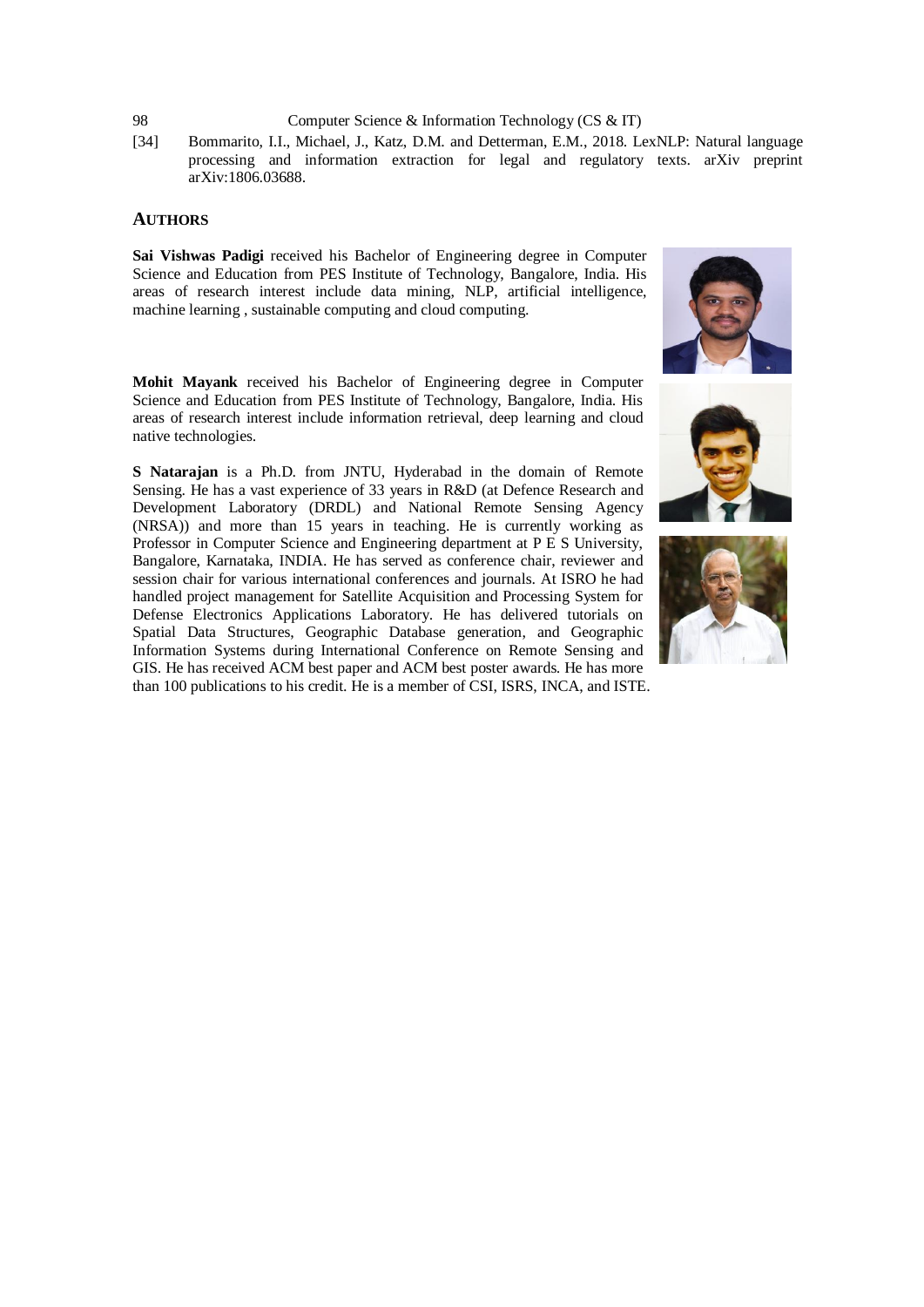[34] Bommarito, I.I., Michael, J., Katz, D.M. and Detterman, E.M., 2018. LexNLP: Natural language processing and information extraction for legal and regulatory texts. arXiv preprint arXiv:1806.03688.

## AUTHORS

**Sai Vishwas Padigi** received his Bachelor of Engineering degree in Computer Science and Education from PES Institute of Technology, Bangalore, India. His areas of research interest include data mining, NLP, artificial intelligence, machine learning , sustainable computing and cloud computing.

**Mohit Mayank** received his Bachelor of Engineering degree in Computer Science and Education from PES Institute of Technology, Bangalore, India. His areas of research interest include information retrieval, deep learning and cloud native technologies.

**S Natarajan** is a Ph.D. from JNTU, Hyderabad in the domain of Remote Sensing. He has a vast experience of 33 years in R&D (at Defence Research and Development Laboratory (DRDL) and National Remote Sensing Agency (NRSA)) and more than 15 years in teaching. He is currently working as Professor in Computer Science and Engineering department at P E S University, Bangalore, Karnataka, INDIA. He has served as conference chair, reviewer and session chair for various international conferences and journals. At ISRO he had handled project management for Satellite Acquisition and Processing System for Defense Electronics Applications Laboratory. He has delivered tutorials on Spatial Data Structures, Geographic Database generation, and Geographic Information Systems during International Conference on Remote Sensing and GIS. He has received ACM best paper and ACM best poster awards. He has more than 100 publications to his credit. He is a member of CSI, ISRS, INCA, and ISTE.